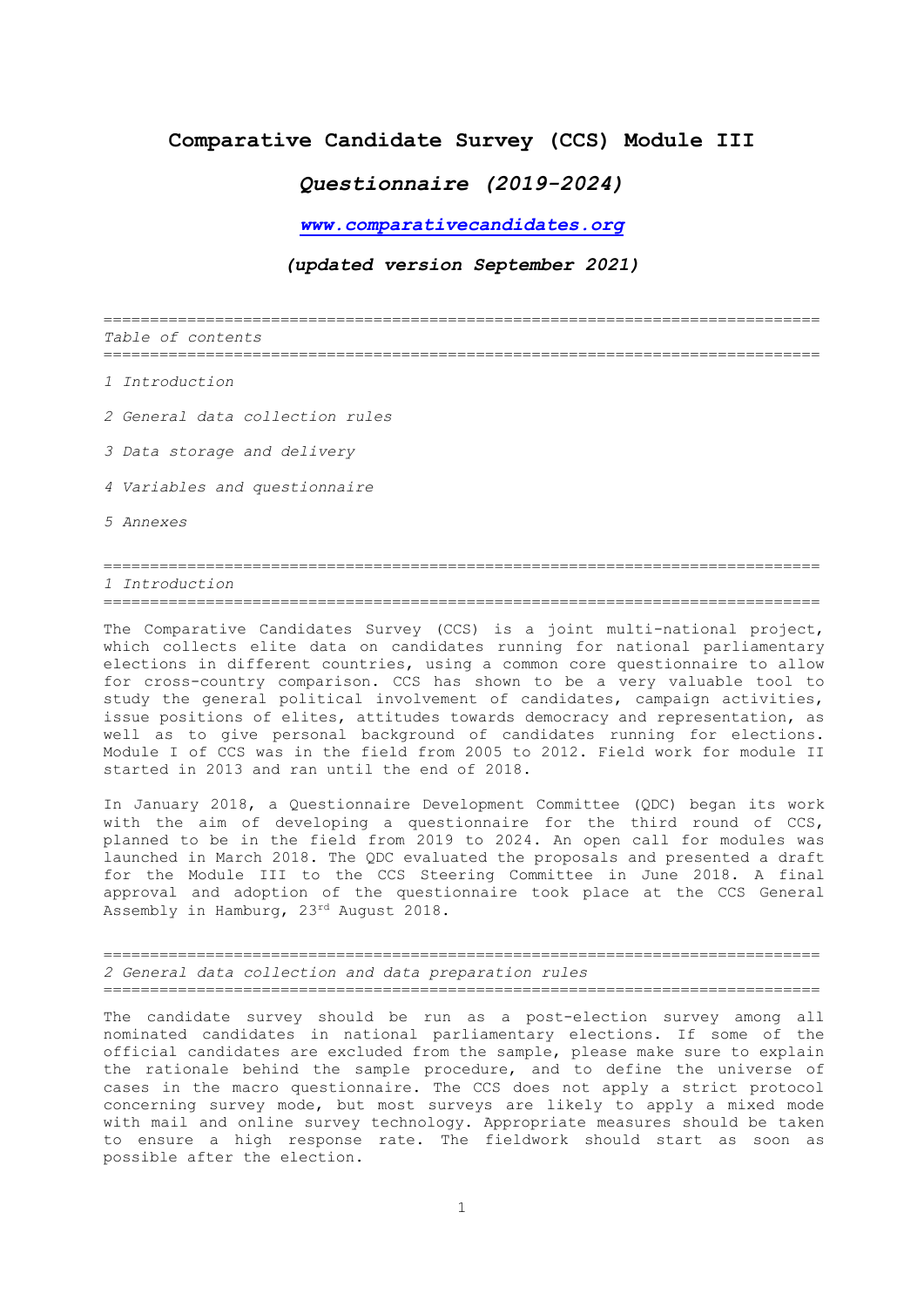# Comparative Candidate Survey (CCS) Module III

## *Questionnaire (2019-2024)*

***www.comparativecandidates.org***

***(updated version September 2021)***

===============================================================================

*Table of contents*

===============================================================================

*1 Introduction*

*2 General data collection rules*

*3 Data storage and delivery*

*4 Variables and questionnaire*

*5 Annexes*

===============================================================================

## *1 Introduction*

===============================================================================

The Comparative Candidates Survey (CCS) is a joint multi-national project, which collects elite data on candidates running for national parliamentary elections in different countries, using a common core questionnaire to allow for cross-country comparison. CCS has shown to be a very valuable tool to study the general political involvement of candidates, campaign activities, issue positions of elites, attitudes towards democracy and representation, as well as to give personal background of candidates running for elections. Module I of CCS was in the field from 2005 to 2012. Field work for module II started in 2013 and ran until the end of 2018.

In January 2018, a Questionnaire Development Committee (QDC) began its work with the aim of developing a questionnaire for the third round of CCS, planned to be in the field from 2019 to 2024. An open call for modules was launched in March 2018. The QDC evaluated the proposals and presented a draft for the Module III to the CCS Steering Committee in June 2018. A final approval and adoption of the questionnaire took place at the CCS General Assembly in Hamburg, 23rd August 2018.

===============================================================================

## *2 General data collection and data preparation rules*

===============================================================================

The candidate survey should be run as a post-election survey among all nominated candidates in national parliamentary elections. If some of the official candidates are excluded from the sample, please make sure to explain the rationale behind the sample procedure, and to define the universe of cases in the macro questionnaire. The CCS does not apply a strict protocol concerning survey mode, but most surveys are likely to apply a mixed mode with mail and online survey technology. Appropriate measures should be taken to ensure a high response rate. The fieldwork should start as soon as possible after the election.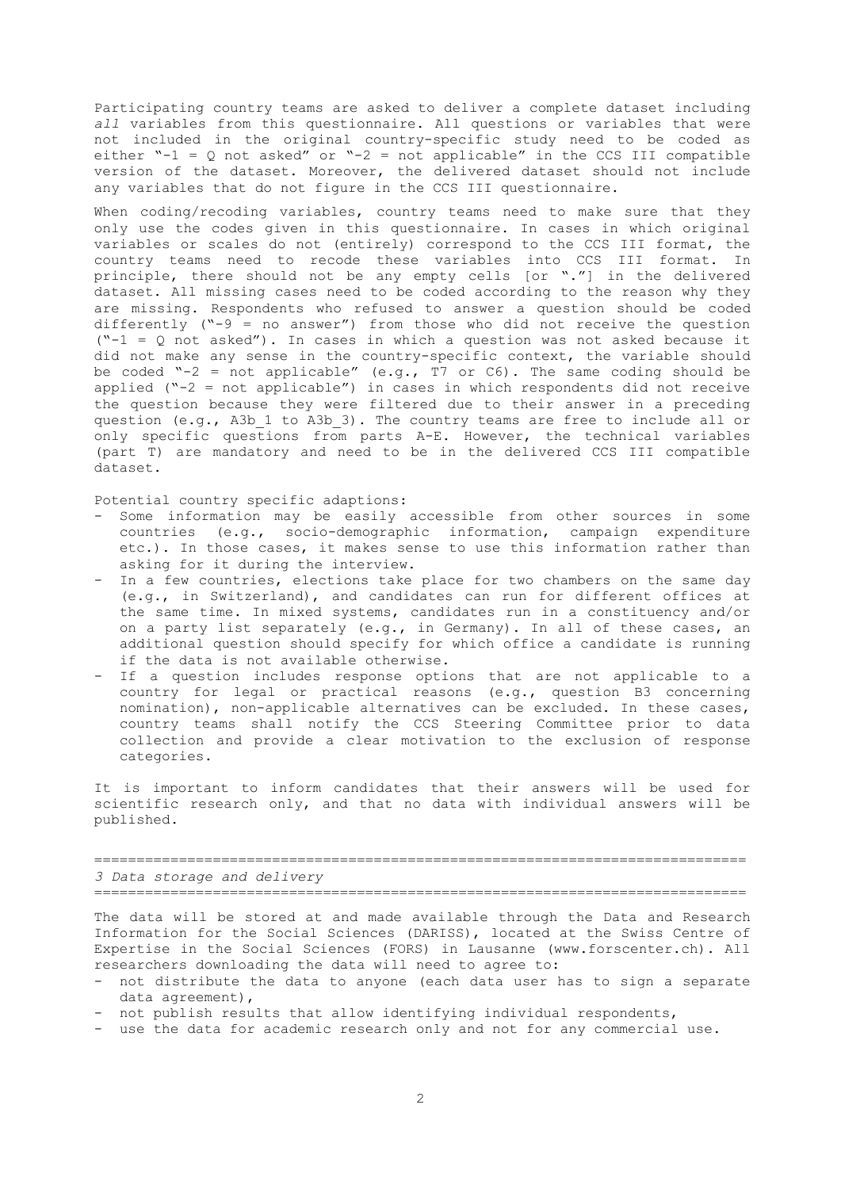Participating country teams are asked to deliver a complete dataset including *all* variables from this questionnaire. All questions or variables that were not included in the original country-specific study need to be coded as either "-1 = Q not asked" or "-2 = not applicable" in the CCS III compatible version of the dataset. Moreover, the delivered dataset should not include any variables that do not figure in the CCS III questionnaire.

When coding/recoding variables, country teams need to make sure that they only use the codes given in this questionnaire. In cases in which original variables or scales do not (entirely) correspond to the CCS III format, the country teams need to recode these variables into CCS III format. In principle, there should not be any empty cells [or "."] in the delivered dataset. All missing cases need to be coded according to the reason why they are missing. Respondents who refused to answer a question should be coded differently ("-9 = no answer") from those who did not receive the question ("-1 = Q not asked"). In cases in which a question was not asked because it did not make any sense in the country-specific context, the variable should be coded "-2 = not applicable" (e.g., T7 or C6). The same coding should be applied ("-2 = not applicable") in cases in which respondents did not receive the question because they were filtered due to their answer in a preceding question (e.g., A3b_1 to A3b_3). The country teams are free to include all or only specific questions from parts A-E. However, the technical variables (part T) are mandatory and need to be in the delivered CCS III compatible dataset.

Potential country specific adaptions:

- Some information may be easily accessible from other sources in some countries (e.g., socio-demographic information, campaign expenditure etc.). In those cases, it makes sense to use this information rather than asking for it during the interview.
- In a few countries, elections take place for two chambers on the same day (e.g., in Switzerland), and candidates can run for different offices at the same time. In mixed systems, candidates run in a constituency and/or on a party list separately (e.g., in Germany). In all of these cases, an additional question should specify for which office a candidate is running if the data is not available otherwise.
- If a question includes response options that are not applicable to a country for legal or practical reasons (e.g., question B3 concerning nomination), non-applicable alternatives can be excluded. In these cases, country teams shall notify the CCS Steering Committee prior to data collection and provide a clear motivation to the exclusion of response categories.

It is important to inform candidates that their answers will be used for scientific research only, and that no data with individual answers will be published.

## *3 Data storage and delivery*

The data will be stored at and made available through the Data and Research Information for the Social Sciences (DARISS), located at the Swiss Centre of Expertise in the Social Sciences (FORS) in Lausanne (www.forscenter.ch). All researchers downloading the data will need to agree to:

- not distribute the data to anyone (each data user has to sign a separate data agreement),
- not publish results that allow identifying individual respondents,
- use the data for academic research only and not for any commercial use.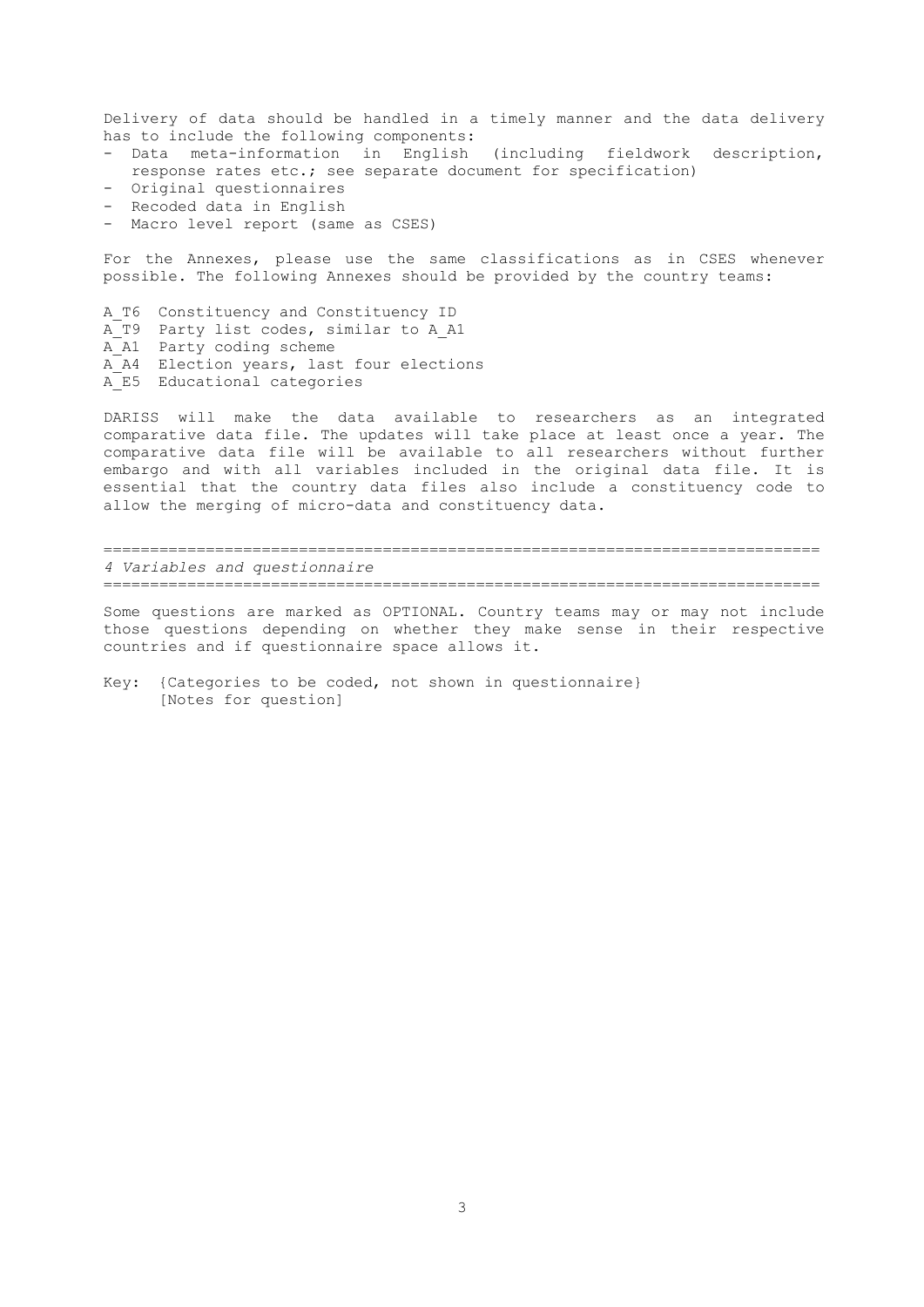Delivery of data should be handled in a timely manner and the data delivery has to include the following components:

- Data meta-information in English (including fieldwork description, response rates etc.; see separate document for specification)
- Original questionnaires
- Recoded data in English
- Macro level report (same as CSES)

For the Annexes, please use the same classifications as in CSES whenever possible. The following Annexes should be provided by the country teams:

A_T6 Constituency and Constituency ID
A_T9 Party list codes, similar to A_A1
A_A1 Party coding scheme
A_A4 Election years, last four elections
A_E5 Educational categories

DARISS will make the data available to researchers as an integrated comparative data file. The updates will take place at least once a year. The comparative data file will be available to all researchers without further embargo and with all variables included in the original data file. It is essential that the country data files also include a constituency code to allow the merging of micro-data and constituency data.

## *4 Variables and questionnaire*

Some questions are marked as OPTIONAL. Country teams may or may not include those questions depending on whether they make sense in their respective countries and if questionnaire space allows it.

Key: {Categories to be coded, not shown in questionnaire}
[Notes for question]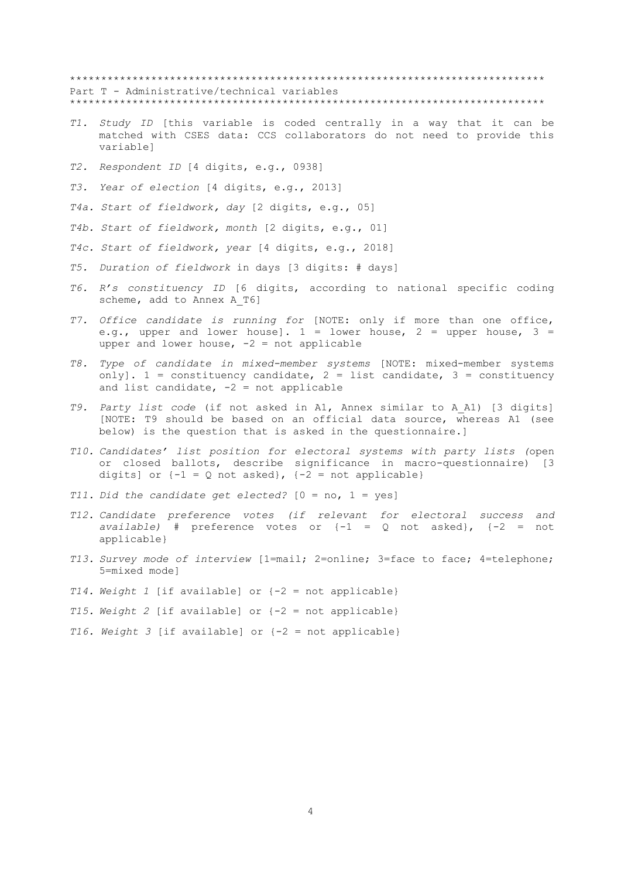```
***************************************************************************
Part T - Administrative/technical variables
***************************************************************************
```

- *T1. Study ID* [this variable is coded centrally in a way that it can be matched with CSES data: CCS collaborators do not need to provide this variable]
- *T2. Respondent ID* [4 digits, e.g., 0938]
- *T3. Year of election* [4 digits, e.g., 2013]
- *T4a. Start of fieldwork, day* [2 digits, e.g., 05]
- *T4b. Start of fieldwork, month* [2 digits, e.g., 01]
- *T4c. Start of fieldwork, year* [4 digits, e.g., 2018]
- *T5. Duration of fieldwork* in days [3 digits: # days]
- *T6. R's constituency ID* [6 digits, according to national specific coding scheme, add to Annex A_T6]
- *T7. Office candidate is running for* [NOTE: only if more than one office, e.g., upper and lower house]. 1 = lower house, 2 = upper house, 3 = upper and lower house, -2 = not applicable
- *T8. Type of candidate in mixed-member systems* [NOTE: mixed-member systems only]. 1 = constituency candidate, 2 = list candidate, 3 = constituency and list candidate, -2 = not applicable
- *T9. Party list code* (if not asked in A1, Annex similar to A_A1) [3 digits] [NOTE: T9 should be based on an official data source, whereas A1 (see below) is the question that is asked in the questionnaire.]
- *T10. Candidates' list position for electoral systems with party lists (*open or closed ballots, describe significance in macro-questionnaire) [3 digits] or {-1 = Q not asked}, {-2 = not applicable}
- *T11. Did the candidate get elected?* [0 = no, 1 = yes]
- *T12. Candidate preference votes (if relevant for electoral success and available)* # preference votes or {-1 = Q not asked}, {-2 = not applicable}
- *T13. Survey mode of interview* [1=mail; 2=online; 3=face to face; 4=telephone; 5=mixed mode]
- *T14. Weight 1* [if available] or {-2 = not applicable}
- *T15. Weight 2* [if available] or {-2 = not applicable}
- *T16. Weight 3* [if available] or {-2 = not applicable}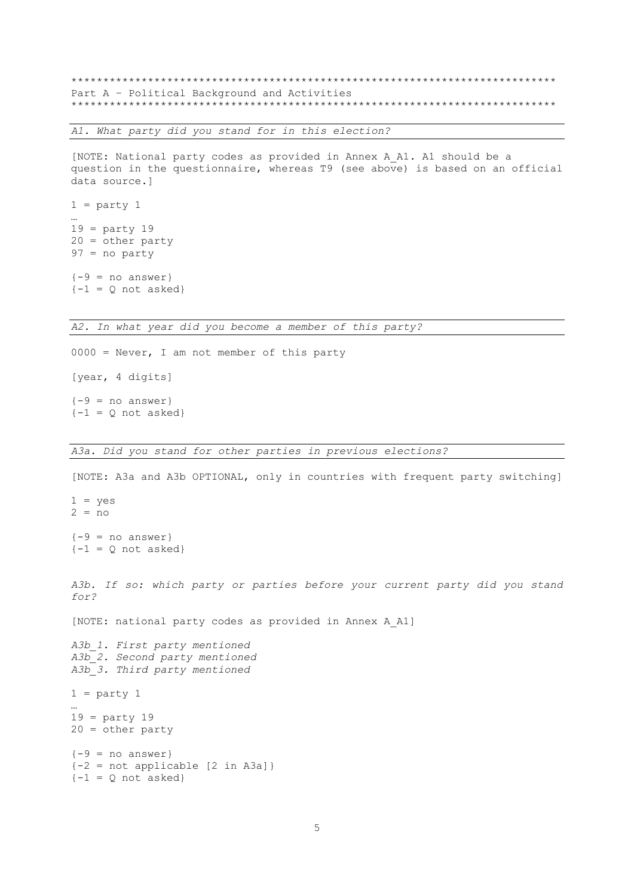***************************************************************************
Part A – Political Background and Activities
***************************************************************************

*A1. What party did you stand for in this election?*

[NOTE: National party codes as provided in Annex A_A1. A1 should be a question in the questionnaire, whereas T9 (see above) is based on an official data source.]

1 = party 1
…
19 = party 19
20 = other party
97 = no party

{-9 = no answer}
{-1 = Q not asked}

*A2. In what year did you become a member of this party?*

0000 = Never, I am not member of this party

[year, 4 digits]

{-9 = no answer}
{-1 = Q not asked}

*A3a. Did you stand for other parties in previous elections?*

[NOTE: A3a and A3b OPTIONAL, only in countries with frequent party switching]

1 = yes
2 = no

{-9 = no answer}
{-1 = Q not asked}

*A3b. If so: which party or parties before your current party did you stand for?*

[NOTE: national party codes as provided in Annex A_A1]

*A3b_1. First party mentioned*
*A3b_2. Second party mentioned*
*A3b_3. Third party mentioned*

1 = party 1
…
19 = party 19
20 = other party

{-9 = no answer}
{-2 = not applicable [2 in A3a]}
{-1 = Q not asked}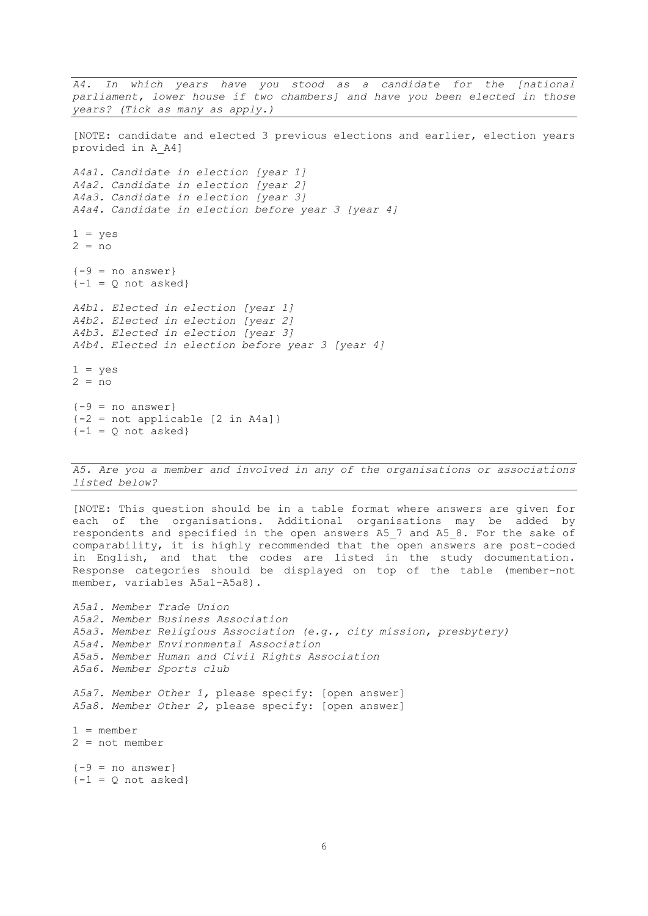*A4. In which years have you stood as a candidate for the [national parliament, lower house if two chambers] and have you been elected in those years? (Tick as many as apply.)*

[NOTE: candidate and elected 3 previous elections and earlier, election years provided in A_A4]

*A4a1. Candidate in election [year 1]*
*A4a2. Candidate in election [year 2]*
*A4a3. Candidate in election [year 3]*
*A4a4. Candidate in election before year 3 [year 4]*

1 = yes
2 = no

{-9 = no answer}
{-1 = Q not asked}

*A4b1. Elected in election [year 1]*
*A4b2. Elected in election [year 2]*
*A4b3. Elected in election [year 3]*
*A4b4. Elected in election before year 3 [year 4]*

1 = yes
2 = no

{-9 = no answer}
{-2 = not applicable [2 in A4a]}
{-1 = Q not asked}

*A5. Are you a member and involved in any of the organisations or associations listed below?*

[NOTE: This question should be in a table format where answers are given for each of the organisations. Additional organisations may be added by respondents and specified in the open answers A5_7 and A5_8. For the sake of comparability, it is highly recommended that the open answers are post-coded in English, and that the codes are listed in the study documentation. Response categories should be displayed on top of the table (member-not member, variables A5a1-A5a8).

*A5a1. Member Trade Union*
*A5a2. Member Business Association*
*A5a3. Member Religious Association (e.g., city mission, presbytery)*
*A5a4. Member Environmental Association*
*A5a5. Member Human and Civil Rights Association*
*A5a6. Member Sports club*

*A5a7. Member Other 1,* please specify: [open answer]
*A5a8. Member Other 2,* please specify: [open answer]

1 = member
2 = not member

{-9 = no answer}
{-1 = Q not asked}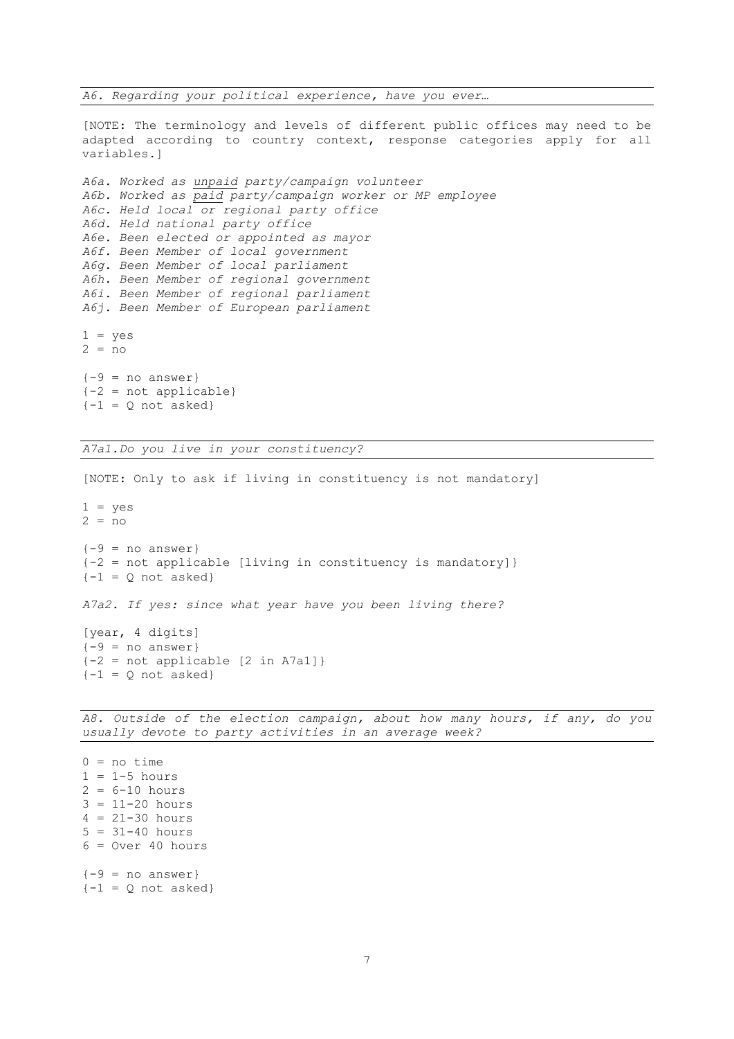*A6. Regarding your political experience, have you ever…*

[NOTE: The terminology and levels of different public offices may need to be adapted according to country context, response categories apply for all variables.]

*A6a. Worked as <u>unpaid</u> party/campaign volunteer*
*A6b. Worked as <u>paid</u> party/campaign worker or MP employee*
*A6c. Held local or regional party office*
*A6d. Held national party office*
*A6e. Been elected or appointed as mayor*
*A6f. Been Member of local government*
*A6g. Been Member of local parliament*
*A6h. Been Member of regional government*
*A6i. Been Member of regional parliament*
*A6j. Been Member of European parliament*

1 = yes
2 = no

{-9 = no answer}
{-2 = not applicable}
{-1 = Q not asked}

*A7a1.Do you live in your constituency?*

[NOTE: Only to ask if living in constituency is not mandatory]

1 = yes
2 = no

{-9 = no answer}
{-2 = not applicable [living in constituency is mandatory]}
{-1 = Q not asked}

*A7a2. If yes: since what year have you been living there?*

[year, 4 digits]
{-9 = no answer}
{-2 = not applicable [2 in A7a1]}
{-1 = Q not asked}

*A8. Outside of the election campaign, about how many hours, if any, do you usually devote to party activities in an average week?*

0 = no time
1 = 1-5 hours
2 = 6-10 hours
3 = 11-20 hours
4 = 21-30 hours
5 = 31-40 hours
6 = Over 40 hours

{-9 = no answer}
{-1 = Q not asked}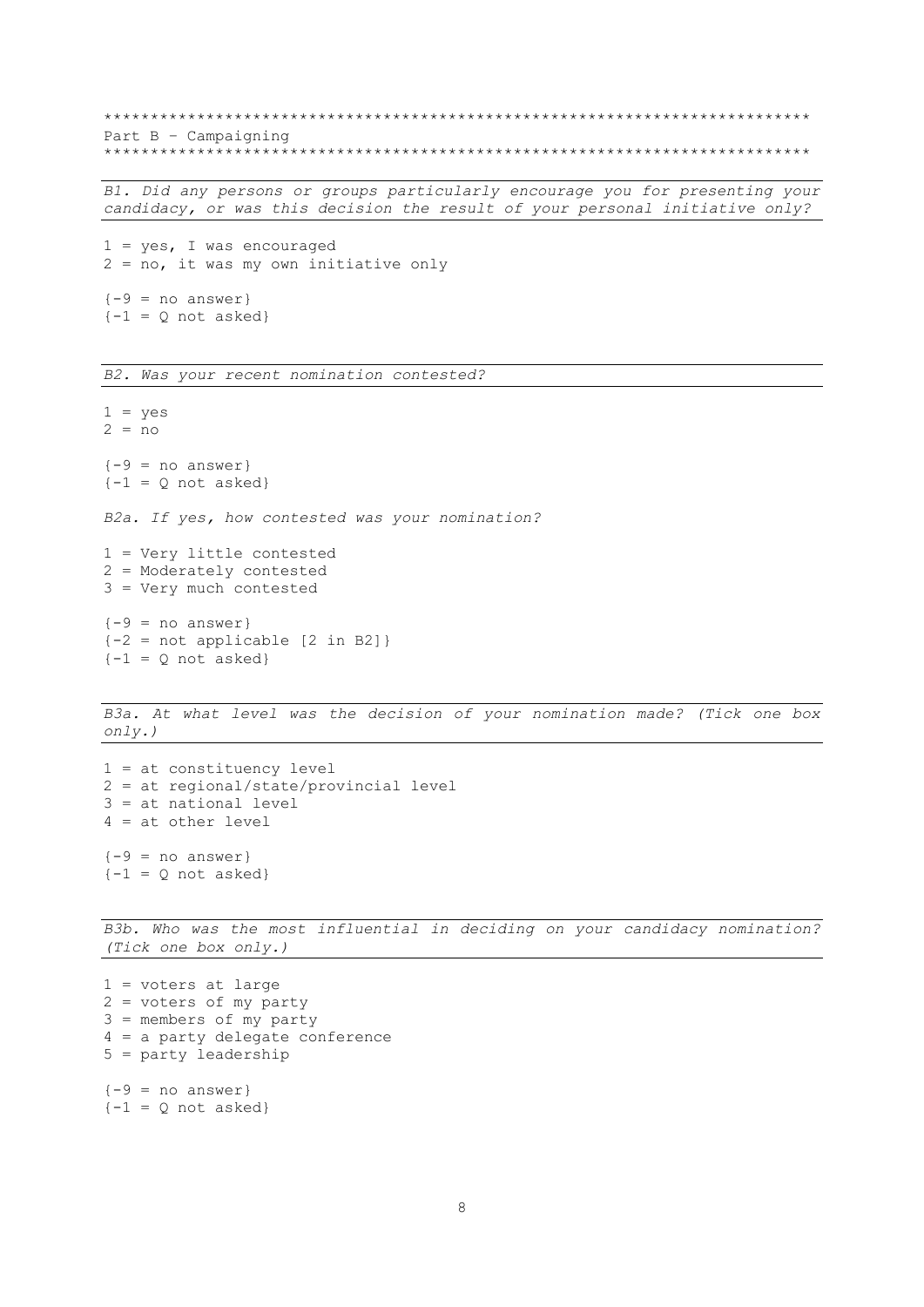```
*************************************************************************
Part B – Campaigning
*************************************************************************
```

*B1. Did any persons or groups particularly encourage you for presenting your candidacy, or was this decision the result of your personal initiative only?*

1 = yes, I was encouraged
2 = no, it was my own initiative only

{-9 = no answer}
{-1 = Q not asked}

*B2. Was your recent nomination contested?*

1 = yes
2 = no

{-9 = no answer}
{-1 = Q not asked}

*B2a. If yes, how contested was your nomination?*

1 = Very little contested
2 = Moderately contested
3 = Very much contested

{-9 = no answer}
{-2 = not applicable [2 in B2]}
{-1 = Q not asked}

*B3a. At what level was the decision of your nomination made? (Tick one box only.)*

1 = at constituency level
2 = at regional/state/provincial level
3 = at national level
4 = at other level

{-9 = no answer}
{-1 = Q not asked}

*B3b. Who was the most influential in deciding on your candidacy nomination? (Tick one box only.)*

1 = voters at large
2 = voters of my party
3 = members of my party
4 = a party delegate conference
5 = party leadership

{-9 = no answer}
{-1 = Q not asked}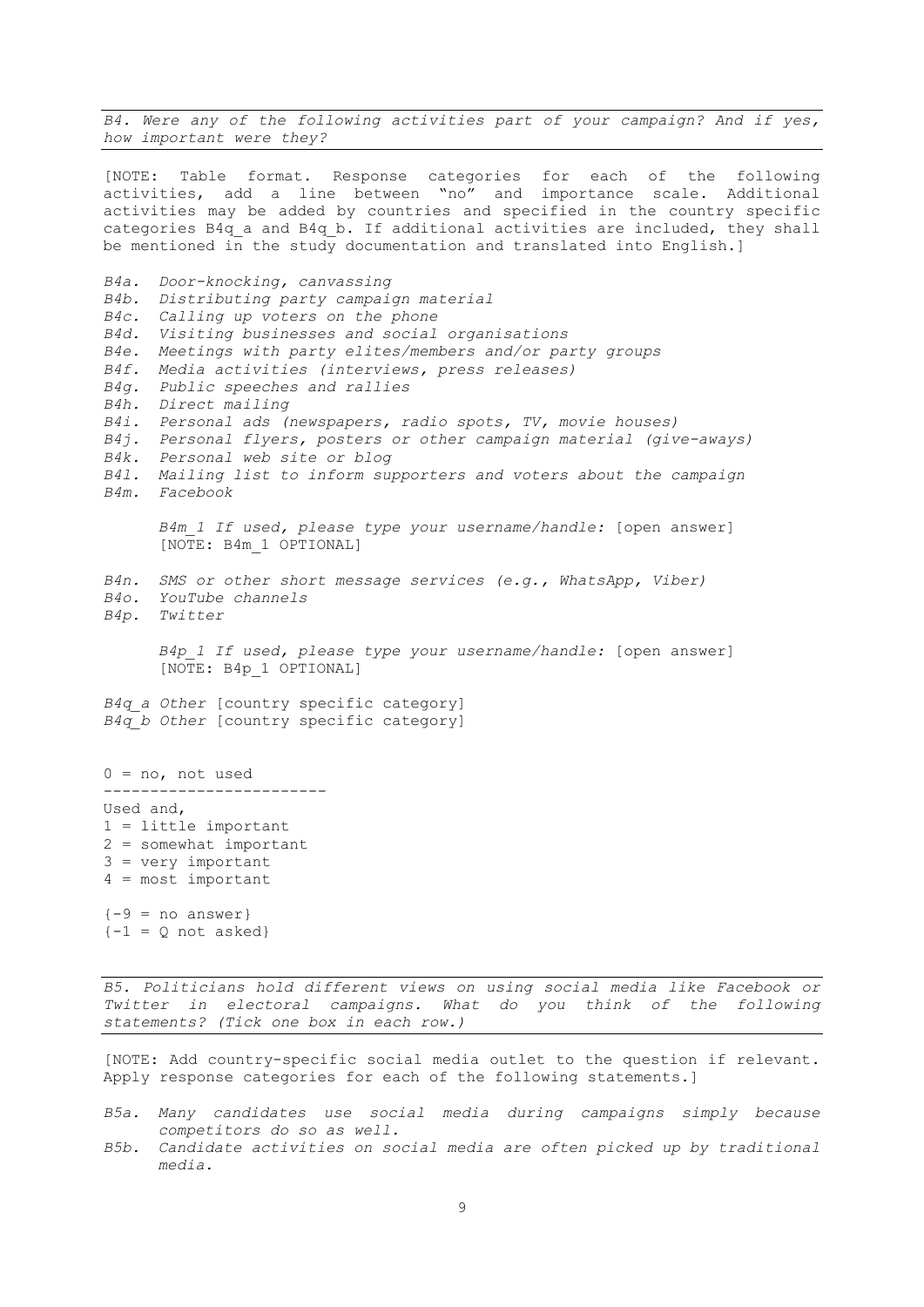*B4. Were any of the following activities part of your campaign? And if yes, how important were they?*

[NOTE: Table format. Response categories for each of the following activities, add a line between "no" and importance scale. Additional activities may be added by countries and specified in the country specific categories B4q_a and B4q_b. If additional activities are included, they shall be mentioned in the study documentation and translated into English.]

*B4a. Door-knocking, canvassing*
*B4b. Distributing party campaign material*
*B4c. Calling up voters on the phone*
*B4d. Visiting businesses and social organisations*
*B4e. Meetings with party elites/members and/or party groups*
*B4f. Media activities (interviews, press releases)*
*B4g. Public speeches and rallies*
*B4h. Direct mailing*
*B4i. Personal ads (newspapers, radio spots, TV, movie houses)*
*B4j. Personal flyers, posters or other campaign material (give-aways)*
*B4k. Personal web site or blog*
*B4l. Mailing list to inform supporters and voters about the campaign*
*B4m. Facebook*

*B4m_1 If used, please type your username/handle:* [open answer]
[NOTE: B4m_1 OPTIONAL]

*B4n. SMS or other short message services (e.g., WhatsApp, Viber)*
*B4o. YouTube channels*
*B4p. Twitter*

*B4p_1 If used, please type your username/handle:* [open answer]
[NOTE: B4p_1 OPTIONAL]

*B4q_a Other* [country specific category]
*B4q_b Other* [country specific category]

0 = no, not used
------------------------
Used and,
1 = little important
2 = somewhat important
3 = very important
4 = most important

{-9 = no answer}
{-1 = Q not asked}

*B5. Politicians hold different views on using social media like Facebook or Twitter in electoral campaigns. What do you think of the following statements? (Tick one box in each row.)*

[NOTE: Add country-specific social media outlet to the question if relevant. Apply response categories for each of the following statements.]

*B5a. Many candidates use social media during campaigns simply because competitors do so as well.*
*B5b. Candidate activities on social media are often picked up by traditional media.*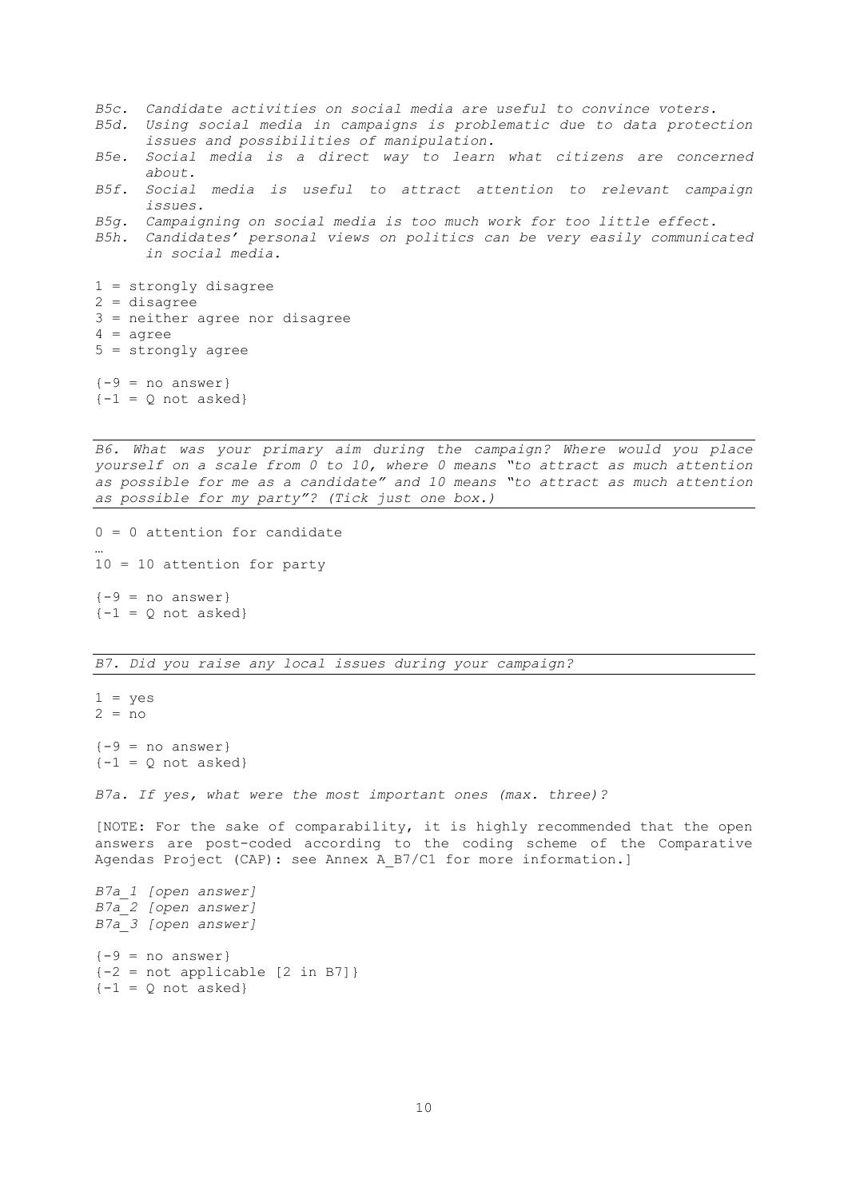*B5c. Candidate activities on social media are useful to convince voters.*
*B5d. Using social media in campaigns is problematic due to data protection issues and possibilities of manipulation.*
*B5e. Social media is a direct way to learn what citizens are concerned about.*
*B5f. Social media is useful to attract attention to relevant campaign issues.*
*B5g. Campaigning on social media is too much work for too little effect.*
*B5h. Candidates' personal views on politics can be very easily communicated in social media.*

1 = strongly disagree
2 = disagree
3 = neither agree nor disagree
4 = agree
5 = strongly agree

{-9 = no answer}
{-1 = Q not asked}

---

*B6. What was your primary aim during the campaign? Where would you place yourself on a scale from 0 to 10, where 0 means "to attract as much attention as possible for me as a candidate" and 10 means "to attract as much attention as possible for my party"? (Tick just one box.)*

---

0 = 0 attention for candidate
…
10 = 10 attention for party

{-9 = no answer}
{-1 = Q not asked}

---

*B7. Did you raise any local issues during your campaign?*

---

1 = yes
2 = no

{-9 = no answer}
{-1 = Q not asked}

*B7a. If yes, what were the most important ones (max. three)?*

[NOTE: For the sake of comparability, it is highly recommended that the open answers are post-coded according to the coding scheme of the Comparative Agendas Project (CAP): see Annex A_B7/C1 for more information.]

*B7a_1 [open answer]*
*B7a_2 [open answer]*
*B7a_3 [open answer]*

{-9 = no answer}
{-2 = not applicable [2 in B7]}
{-1 = Q not asked}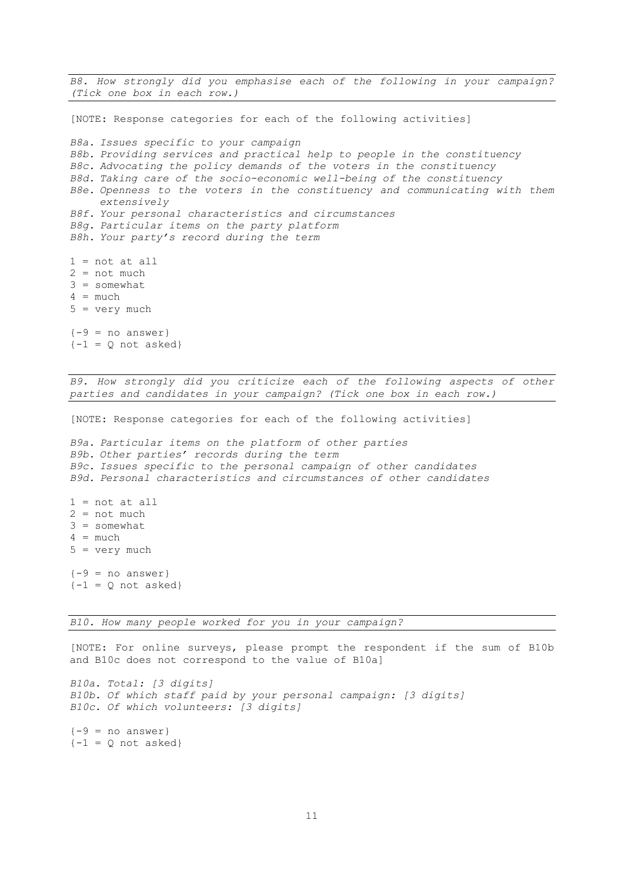*B8. How strongly did you emphasise each of the following in your campaign? (Tick one box in each row.)*

[NOTE: Response categories for each of the following activities]

*B8a. Issues specific to your campaign*
*B8b. Providing services and practical help to people in the constituency*
*B8c. Advocating the policy demands of the voters in the constituency*
*B8d. Taking care of the socio-economic well-being of the constituency*
*B8e. Openness to the voters in the constituency and communicating with them extensively*
*B8f. Your personal characteristics and circumstances*
*B8g. Particular items on the party platform*
*B8h. Your party's record during the term*

1 = not at all
2 = not much
3 = somewhat
4 = much
5 = very much

{-9 = no answer}
{-1 = Q not asked}

*B9. How strongly did you criticize each of the following aspects of other parties and candidates in your campaign? (Tick one box in each row.)*

[NOTE: Response categories for each of the following activities]

*B9a. Particular items on the platform of other parties*
*B9b. Other parties' records during the term*
*B9c. Issues specific to the personal campaign of other candidates*
*B9d. Personal characteristics and circumstances of other candidates*

1 = not at all
2 = not much
3 = somewhat
4 = much
5 = very much

{-9 = no answer}
{-1 = Q not asked}

*B10. How many people worked for you in your campaign?*

[NOTE: For online surveys, please prompt the respondent if the sum of B10b and B10c does not correspond to the value of B10a]

*B10a. Total: [3 digits]*
*B10b. Of which staff paid by your personal campaign: [3 digits]*
*B10c. Of which volunteers: [3 digits]*

{-9 = no answer}
{-1 = Q not asked}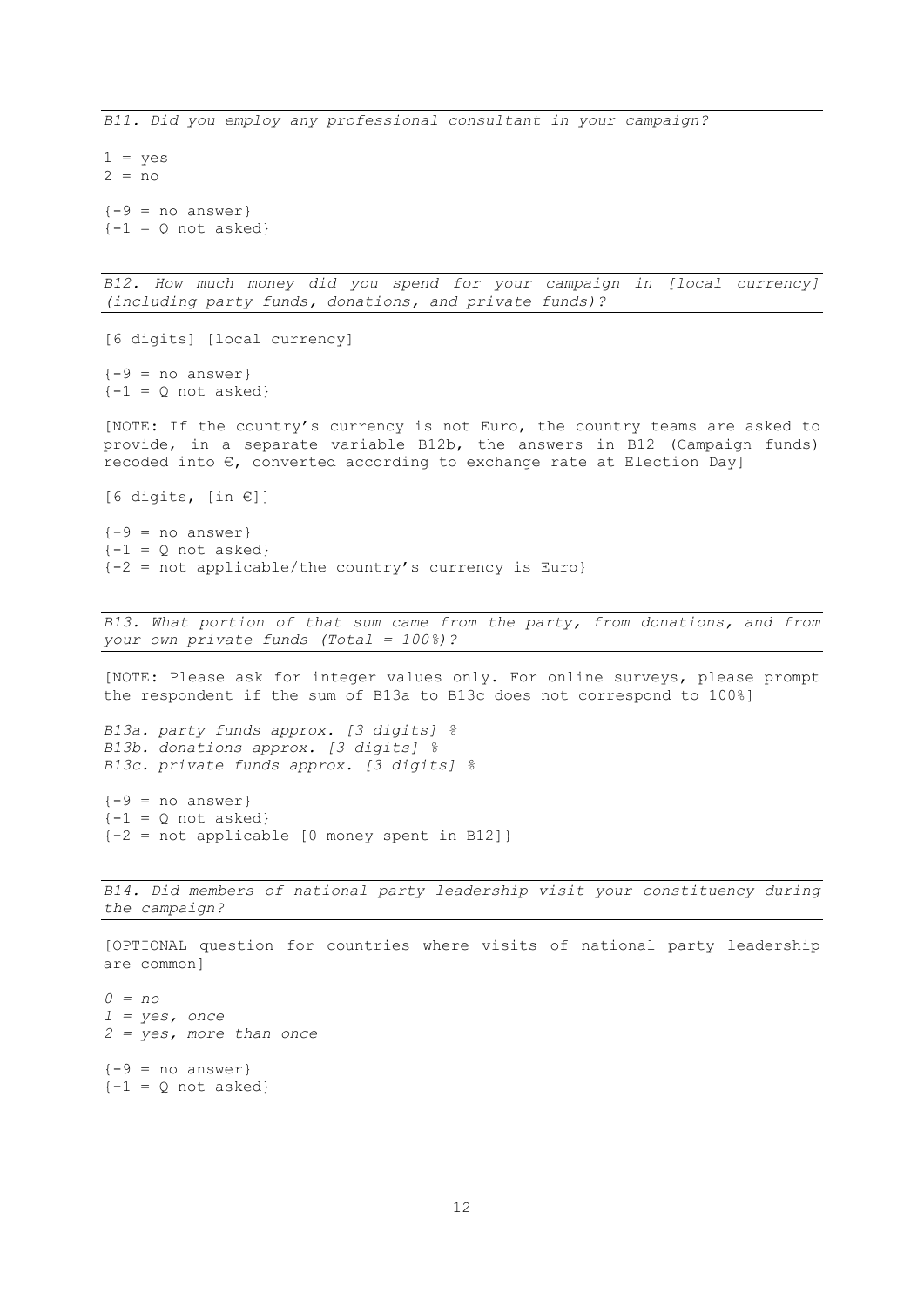*B11. Did you employ any professional consultant in your campaign?*

1 = yes
2 = no

{-9 = no answer}
{-1 = Q not asked}

*B12. How much money did you spend for your campaign in [local currency] (including party funds, donations, and private funds)?*

[6 digits] [local currency]

{-9 = no answer}
{-1 = Q not asked}

[NOTE: If the country's currency is not Euro, the country teams are asked to provide, in a separate variable B12b, the answers in B12 (Campaign funds) recoded into €, converted according to exchange rate at Election Day]

[6 digits, [in €]]

{-9 = no answer}
{-1 = Q not asked}
{-2 = not applicable/the country's currency is Euro}

*B13. What portion of that sum came from the party, from donations, and from your own private funds (Total = 100%)?*

[NOTE: Please ask for integer values only. For online surveys, please prompt the respondent if the sum of B13a to B13c does not correspond to 100%]

*B13a. party funds approx. [3 digits] %*
*B13b. donations approx. [3 digits] %*
*B13c. private funds approx. [3 digits] %*

{-9 = no answer}
{-1 = Q not asked}
{-2 = not applicable [0 money spent in B12]}

*B14. Did members of national party leadership visit your constituency during the campaign?*

[OPTIONAL question for countries where visits of national party leadership are common]

*0 = no*
*1 = yes, once*
*2 = yes, more than once*

{-9 = no answer}
{-1 = Q not asked}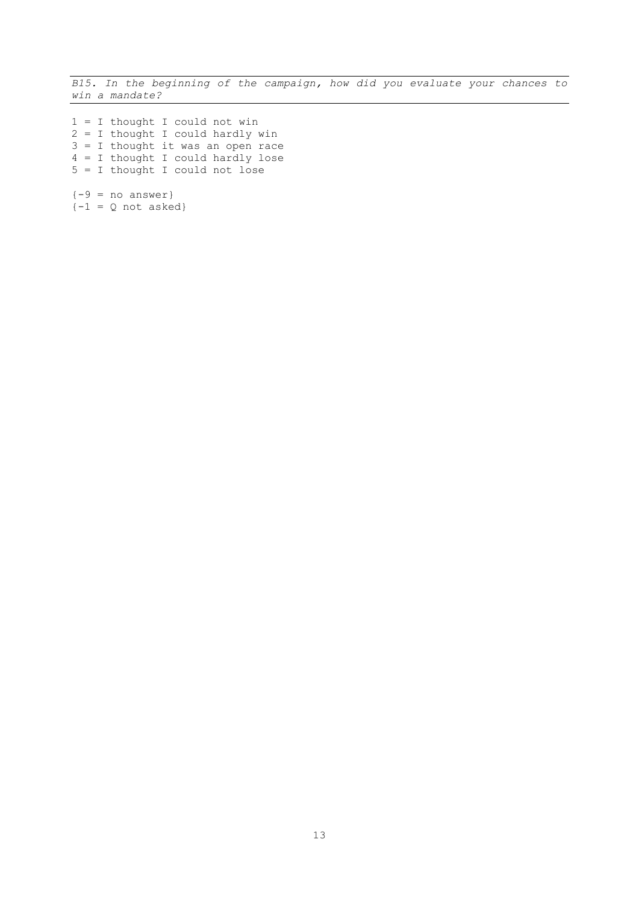*B15. In the beginning of the campaign, how did you evaluate your chances to win a mandate?*

1 = I thought I could not win
2 = I thought I could hardly win
3 = I thought it was an open race
4 = I thought I could hardly lose
5 = I thought I could not lose

{-9 = no answer}
{-1 = Q not asked}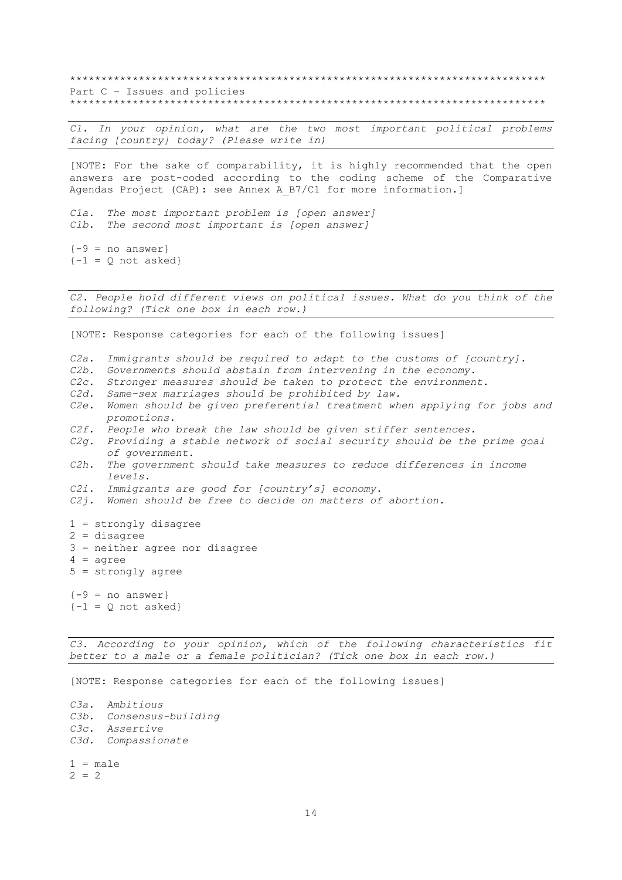*************************************************************************
Part C – Issues and policies
*************************************************************************

*C1. In your opinion, what are the two most important political problems facing [country] today? (Please write in)*

[NOTE: For the sake of comparability, it is highly recommended that the open answers are post-coded according to the coding scheme of the Comparative Agendas Project (CAP): see Annex A_B7/C1 for more information.]

*C1a. The most important problem is [open answer]*
*C1b. The second most important is [open answer]*

{-9 = no answer}
{-1 = Q not asked}

*C2. People hold different views on political issues. What do you think of the following? (Tick one box in each row.)*

[NOTE: Response categories for each of the following issues]

*C2a. Immigrants should be required to adapt to the customs of [country].*
*C2b. Governments should abstain from intervening in the economy.*
*C2c. Stronger measures should be taken to protect the environment.*
*C2d. Same-sex marriages should be prohibited by law.*
*C2e. Women should be given preferential treatment when applying for jobs and promotions.*
*C2f. People who break the law should be given stiffer sentences.*
*C2g. Providing a stable network of social security should be the prime goal of government.*
*C2h. The government should take measures to reduce differences in income levels.*
*C2i. Immigrants are good for [country's] economy.*
*C2j. Women should be free to decide on matters of abortion.*

1 = strongly disagree
2 = disagree
3 = neither agree nor disagree
4 = agree
5 = strongly agree

{-9 = no answer}
{-1 = Q not asked}

*C3. According to your opinion, which of the following characteristics fit better to a male or a female politician? (Tick one box in each row.)*

[NOTE: Response categories for each of the following issues]

*C3a. Ambitious*
*C3b. Consensus-building*
*C3c. Assertive*
*C3d. Compassionate*

1 = male
2 = 2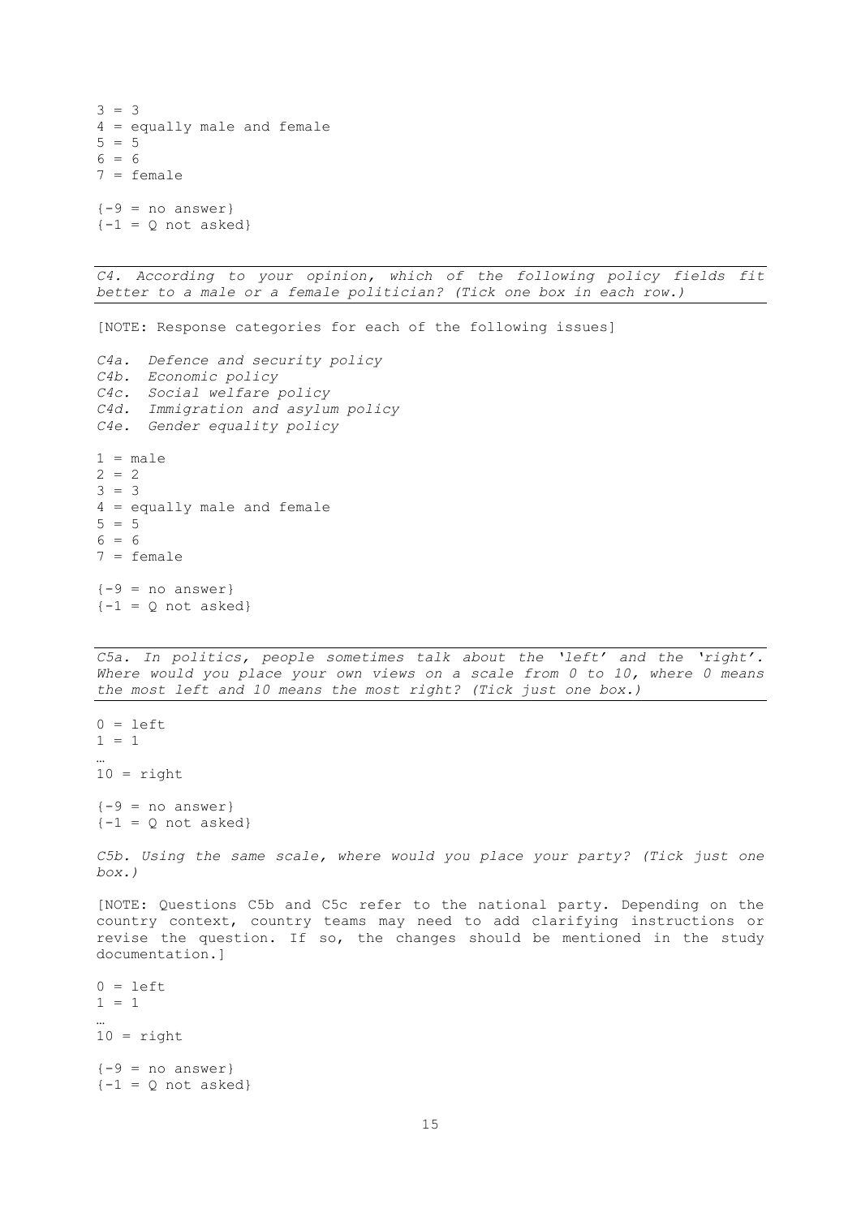3 = 3
4 = equally male and female
5 = 5
6 = 6
7 = female

{-9 = no answer}
{-1 = Q not asked}

---

*C4. According to your opinion, which of the following policy fields fit better to a male or a female politician? (Tick one box in each row.)*

---

[NOTE: Response categories for each of the following issues]

*C4a. Defence and security policy*
*C4b. Economic policy*
*C4c. Social welfare policy*
*C4d. Immigration and asylum policy*
*C4e. Gender equality policy*

1 = male
2 = 2
3 = 3
4 = equally male and female
5 = 5
6 = 6
7 = female

{-9 = no answer}
{-1 = Q not asked}

---

*C5a. In politics, people sometimes talk about the 'left' and the 'right'. Where would you place your own views on a scale from 0 to 10, where 0 means the most left and 10 means the most right? (Tick just one box.)*

---

0 = left
1 = 1
…
10 = right

{-9 = no answer}
{-1 = Q not asked}

*C5b. Using the same scale, where would you place your party? (Tick just one box.)*

[NOTE: Questions C5b and C5c refer to the national party. Depending on the country context, country teams may need to add clarifying instructions or revise the question. If so, the changes should be mentioned in the study documentation.]

0 = left
1 = 1
…
10 = right

{-9 = no answer}
{-1 = Q not asked}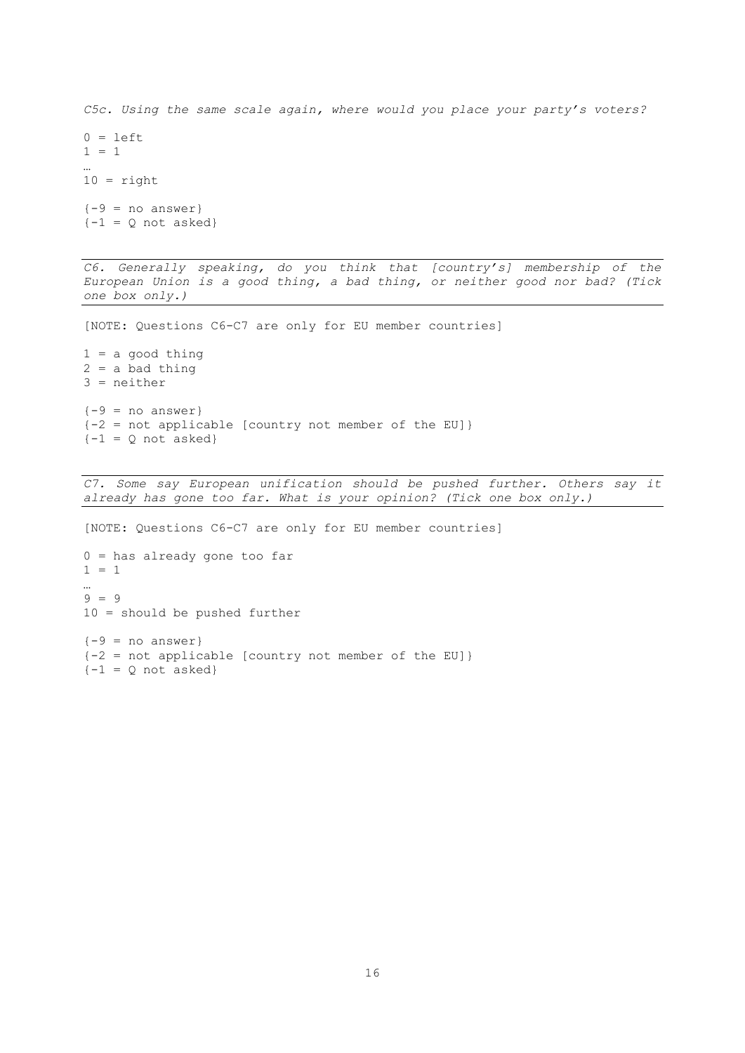*C5c. Using the same scale again, where would you place your party's voters?*

0 = left  
1 = 1  
…  
10 = right

{-9 = no answer}  
{-1 = Q not asked}

---

*C6. Generally speaking, do you think that [country's] membership of the European Union is a good thing, a bad thing, or neither good nor bad? (Tick one box only.)*

---

[NOTE: Questions C6-C7 are only for EU member countries]

1 = a good thing  
2 = a bad thing  
3 = neither

{-9 = no answer}  
{-2 = not applicable [country not member of the EU]}  
{-1 = Q not asked}

---

*C7. Some say European unification should be pushed further. Others say it already has gone too far. What is your opinion? (Tick one box only.)*

---

[NOTE: Questions C6-C7 are only for EU member countries]

0 = has already gone too far  
1 = 1  
…  
9 = 9  
10 = should be pushed further

{-9 = no answer}  
{-2 = not applicable [country not member of the EU]}  
{-1 = Q not asked}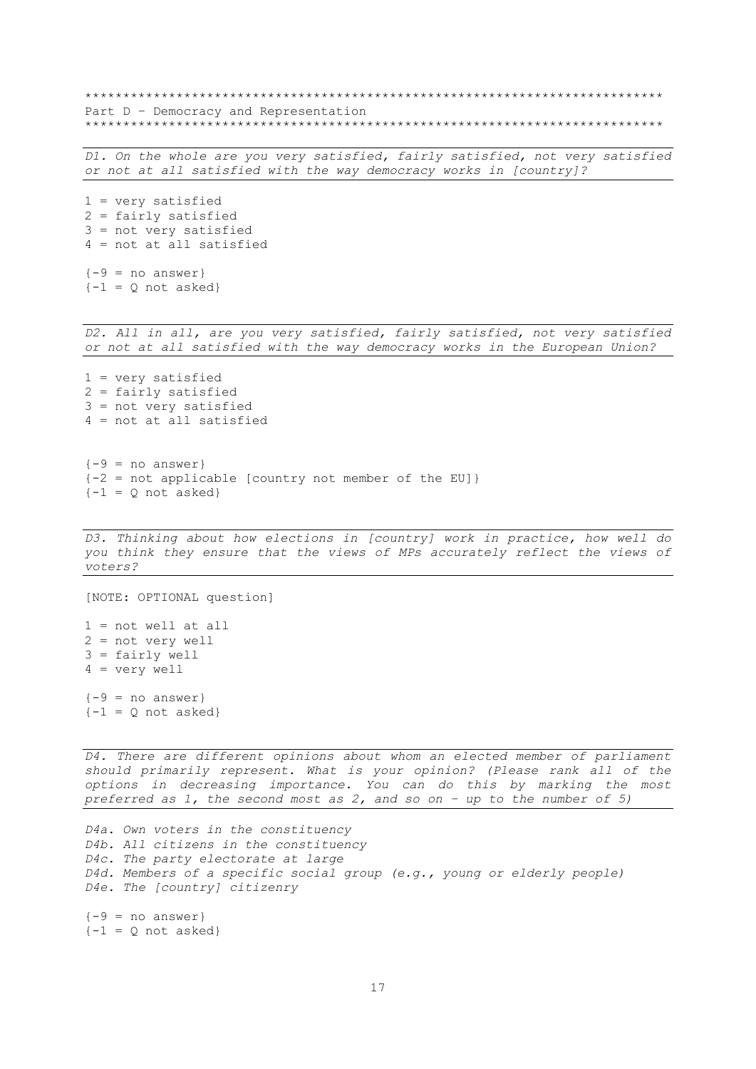***************************************************************************
Part D – Democracy and Representation
***************************************************************************

*D1. On the whole are you very satisfied, fairly satisfied, not very satisfied or not at all satisfied with the way democracy works in [country]?*

1 = very satisfied
2 = fairly satisfied
3 = not very satisfied
4 = not at all satisfied

{-9 = no answer}
{-1 = Q not asked}

*D2. All in all, are you very satisfied, fairly satisfied, not very satisfied or not at all satisfied with the way democracy works in the European Union?*

1 = very satisfied
2 = fairly satisfied
3 = not very satisfied
4 = not at all satisfied

{-9 = no answer}
{-2 = not applicable [country not member of the EU]}
{-1 = Q not asked}

*D3. Thinking about how elections in [country] work in practice, how well do you think they ensure that the views of MPs accurately reflect the views of voters?*

[NOTE: OPTIONAL question]

1 = not well at all
2 = not very well
3 = fairly well
4 = very well

{-9 = no answer}
{-1 = Q not asked}

*D4. There are different opinions about whom an elected member of parliament should primarily represent. What is your opinion? (Please rank all of the options in decreasing importance. You can do this by marking the most preferred as 1, the second most as 2, and so on – up to the number of 5)*

*D4a. Own voters in the constituency*
*D4b. All citizens in the constituency*
*D4c. The party electorate at large*
*D4d. Members of a specific social group (e.g., young or elderly people)*
*D4e. The [country] citizenry*

{-9 = no answer}
{-1 = Q not asked}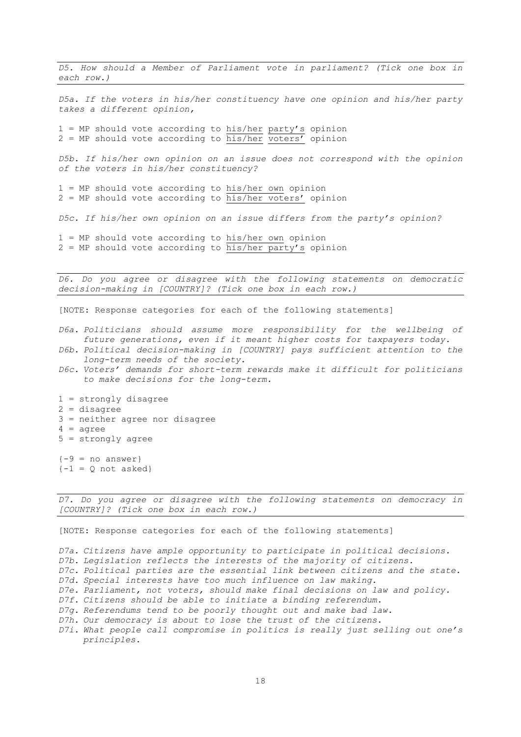*D5. How should a Member of Parliament vote in parliament? (Tick one box in each row.)*

*D5a. If the voters in his/her constituency have one opinion and his/her party takes a different opinion,*

1 = MP should vote according to <u>his/her party's</u> opinion
2 = MP should vote according to <u>his/her voters'</u> opinion

*D5b. If his/her own opinion on an issue does not correspond with the opinion of the voters in his/her constituency?*

1 = MP should vote according to <u>his/her own</u> opinion
2 = MP should vote according to <u>his/her voters'</u> opinion

*D5c. If his/her own opinion on an issue differs from the party's opinion?*

1 = MP should vote according to <u>his/her own</u> opinion
2 = MP should vote according to <u>his/her party's</u> opinion

*D6. Do you agree or disagree with the following statements on democratic decision-making in [COUNTRY]? (Tick one box in each row.)*

[NOTE: Response categories for each of the following statements]

*D6a. Politicians should assume more responsibility for the wellbeing of future generations, even if it meant higher costs for taxpayers today.*
*D6b. Political decision-making in [COUNTRY] pays sufficient attention to the long-term needs of the society.*
*D6c. Voters' demands for short-term rewards make it difficult for politicians to make decisions for the long-term.*

1 = strongly disagree
2 = disagree
3 = neither agree nor disagree
4 = agree
5 = strongly agree

{-9 = no answer}
{-1 = Q not asked}

*D7. Do you agree or disagree with the following statements on democracy in [COUNTRY]? (Tick one box in each row.)*

[NOTE: Response categories for each of the following statements]

*D7a. Citizens have ample opportunity to participate in political decisions.*
*D7b. Legislation reflects the interests of the majority of citizens.*
*D7c. Political parties are the essential link between citizens and the state.*
*D7d. Special interests have too much influence on law making.*
*D7e. Parliament, not voters, should make final decisions on law and policy.*
*D7f. Citizens should be able to initiate a binding referendum.*
*D7g. Referendums tend to be poorly thought out and make bad law.*
*D7h. Our democracy is about to lose the trust of the citizens.*
*D7i. What people call compromise in politics is really just selling out one's principles.*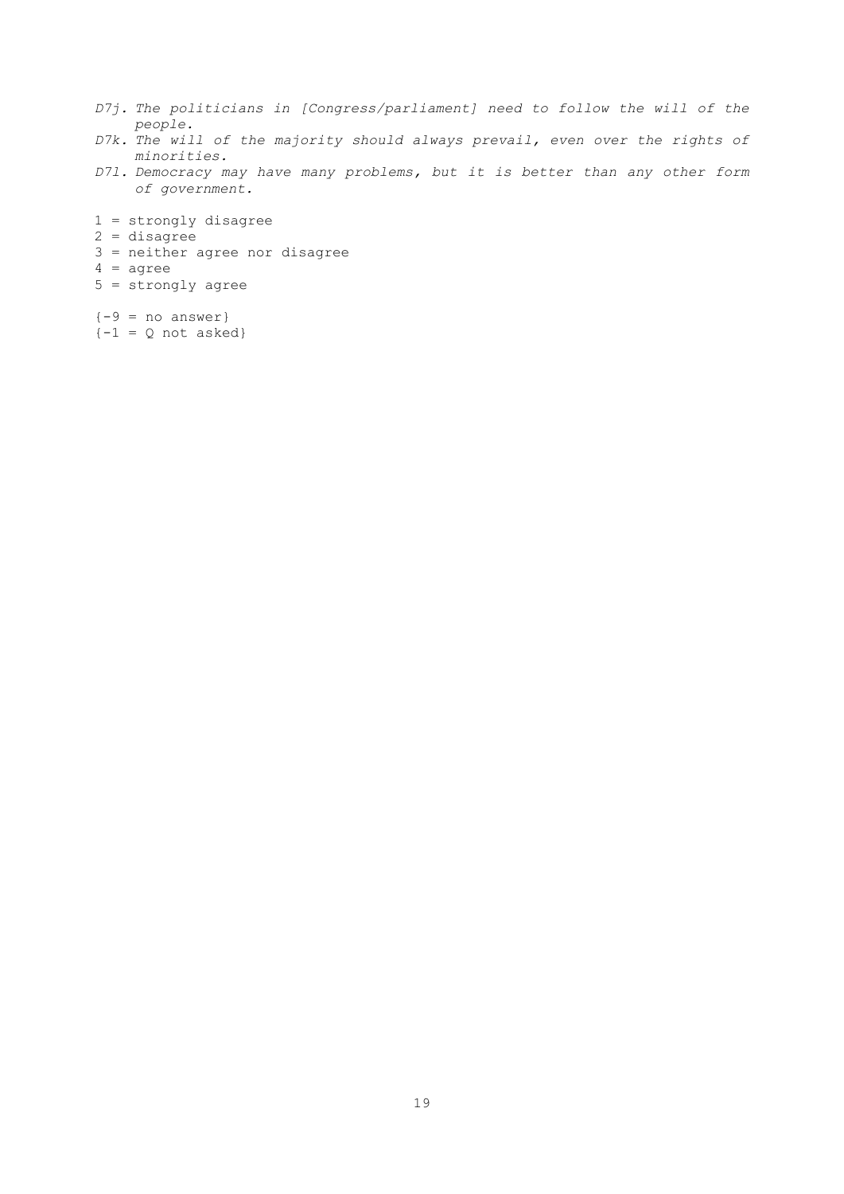*D7j. The politicians in [Congress/parliament] need to follow the will of the people.*

*D7k. The will of the majority should always prevail, even over the rights of minorities.*

*D7l. Democracy may have many problems, but it is better than any other form of government.*

1 = strongly disagree
2 = disagree
3 = neither agree nor disagree
4 = agree
5 = strongly agree

{-9 = no answer}
{-1 = Q not asked}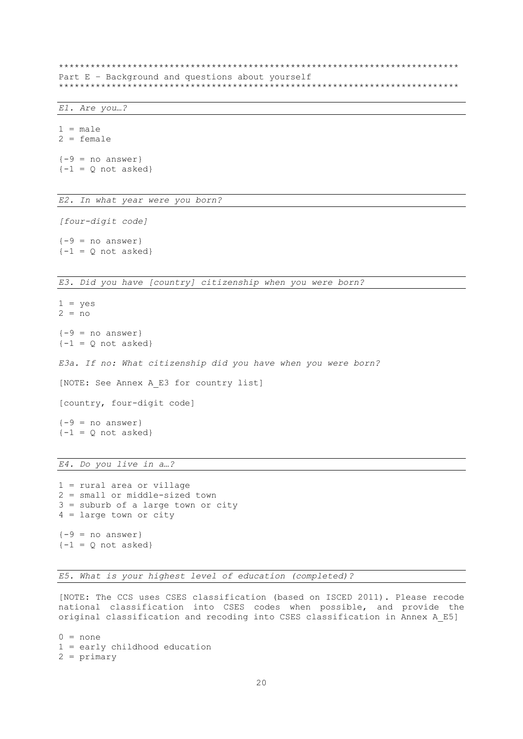\*\*\*\*\*\*\*\*\*\*\*\*\*\*\*\*\*\*\*\*\*\*\*\*\*\*\*\*\*\*\*\*\*\*\*\*\*\*\*\*\*\*\*\*\*\*\*\*\*\*\*\*\*\*\*\*\*\*\*\*\*\*\*\*\*\*\*\*\*\*\*\*\*\*\*

Part E – Background and questions about yourself

\*\*\*\*\*\*\*\*\*\*\*\*\*\*\*\*\*\*\*\*\*\*\*\*\*\*\*\*\*\*\*\*\*\*\*\*\*\*\*\*\*\*\*\*\*\*\*\*\*\*\*\*\*\*\*\*\*\*\*\*\*\*\*\*\*\*\*\*\*\*\*\*\*\*\*

---

*E1. Are you…?*

---

1 = male
2 = female

{-9 = no answer}
{-1 = Q not asked}

---

*E2. In what year were you born?*

---

*[four-digit code]*

{-9 = no answer}
{-1 = Q not asked}

---

*E3. Did you have [country] citizenship when you were born?*

---

1 = yes
2 = no

{-9 = no answer}
{-1 = Q not asked}

*E3a. If no: What citizenship did you have when you were born?*

[NOTE: See Annex A_E3 for country list]

[country, four-digit code]

{-9 = no answer}
{-1 = Q not asked}

---

*E4. Do you live in a…?*

---

1 = rural area or village
2 = small or middle-sized town
3 = suburb of a large town or city
4 = large town or city

{-9 = no answer}
{-1 = Q not asked}

---

*E5. What is your highest level of education (completed)?*

---

[NOTE: The CCS uses CSES classification (based on ISCED 2011). Please recode national classification into CSES codes when possible, and provide the original classification and recoding into CSES classification in Annex A_E5]

0 = none
1 = early childhood education
2 = primary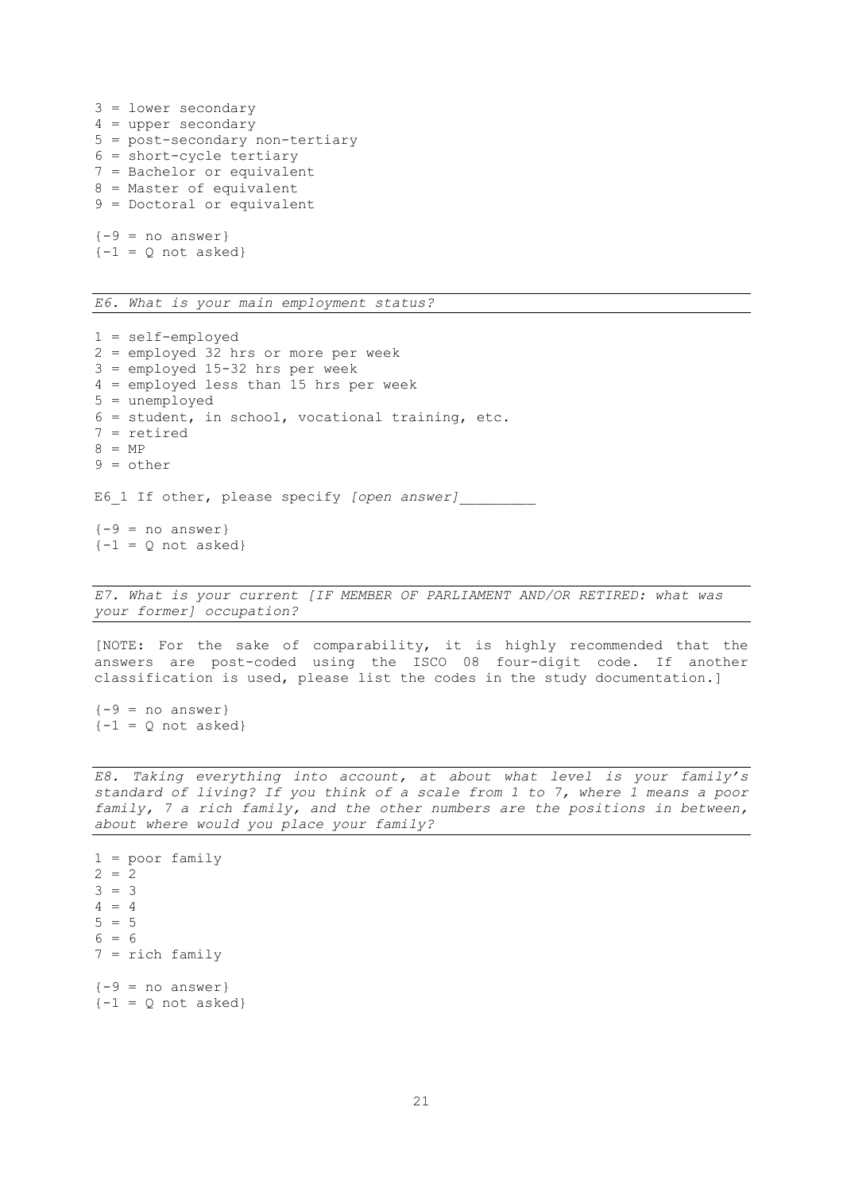3 = lower secondary
4 = upper secondary
5 = post-secondary non-tertiary
6 = short-cycle tertiary
7 = Bachelor or equivalent
8 = Master of equivalent
9 = Doctoral or equivalent

{-9 = no answer}
{-1 = Q not asked}

---

*E6. What is your main employment status?*

---

1 = self-employed
2 = employed 32 hrs or more per week
3 = employed 15-32 hrs per week
4 = employed less than 15 hrs per week
5 = unemployed
6 = student, in school, vocational training, etc.
7 = retired
8 = MP
9 = other

E6_1 If other, please specify *[open answer]*_________

{-9 = no answer}
{-1 = Q not asked}

---

*E7. What is your current [IF MEMBER OF PARLIAMENT AND/OR RETIRED: what was your former] occupation?*

---

[NOTE: For the sake of comparability, it is highly recommended that the answers are post-coded using the ISCO 08 four-digit code. If another classification is used, please list the codes in the study documentation.]

{-9 = no answer}
{-1 = Q not asked}

---

*E8. Taking everything into account, at about what level is your family's standard of living? If you think of a scale from 1 to 7, where 1 means a poor family, 7 a rich family, and the other numbers are the positions in between, about where would you place your family?*

---

1 = poor family
2 = 2
3 = 3
4 = 4
5 = 5
6 = 6
7 = rich family

{-9 = no answer}
{-1 = Q not asked}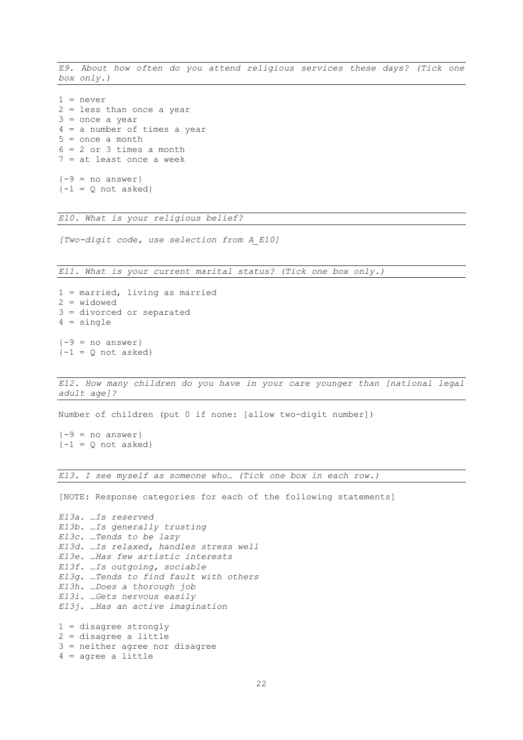*E9. About how often do you attend religious services these days? (Tick one box only.)*

1 = never
2 = less than once a year
3 = once a year
4 = a number of times a year
5 = once a month
6 = 2 or 3 times a month
7 = at least once a week

{-9 = no answer}
{-1 = Q not asked}

*E10. What is your religious belief?*

*[Two-digit code, use selection from A_E10]*

*E11. What is your current marital status? (Tick one box only.)*

1 = married, living as married
2 = widowed
3 = divorced or separated
4 = single

{-9 = no answer}
{-1 = Q not asked}

*E12. How many children do you have in your care younger than [national legal adult age]?*

Number of children (put 0 if none: [allow two-digit number])

{-9 = no answer}
{-1 = Q not asked}

*E13. I see myself as someone who… (Tick one box in each row.)*

[NOTE: Response categories for each of the following statements]

*E13a. …Is reserved*
*E13b. …Is generally trusting*
*E13c. …Tends to be lazy*
*E13d. …Is relaxed, handles stress well*
*E13e. …Has few artistic interests*
*E13f. …Is outgoing, sociable*
*E13g. …Tends to find fault with others*
*E13h. …Does a thorough job*
*E13i. …Gets nervous easily*
*E13j. …Has an active imagination*

1 = disagree strongly
2 = disagree a little
3 = neither agree nor disagree
4 = agree a little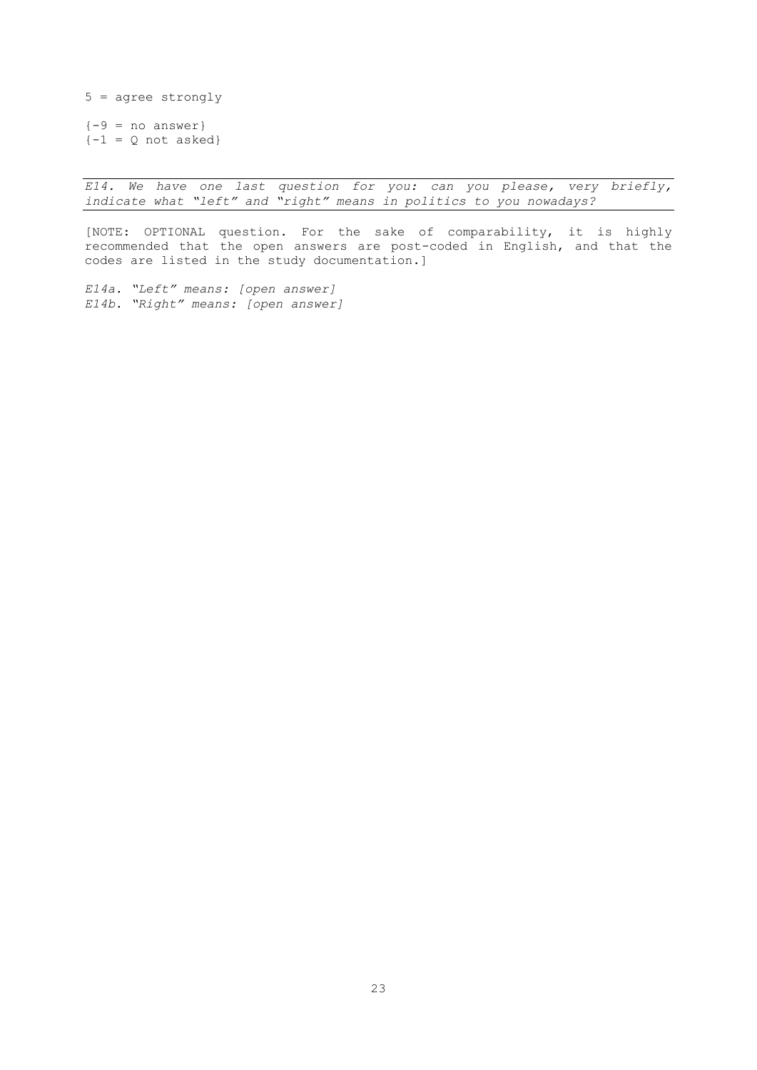5 = agree strongly

{-9 = no answer}
{-1 = Q not asked}

---

*E14. We have one last question for you: can you please, very briefly, indicate what "left" and "right" means in politics to you nowadays?*

---

[NOTE: OPTIONAL question. For the sake of comparability, it is highly recommended that the open answers are post-coded in English, and that the codes are listed in the study documentation.]

*E14a. "Left" means: [open answer]*
*E14b. "Right" means: [open answer]*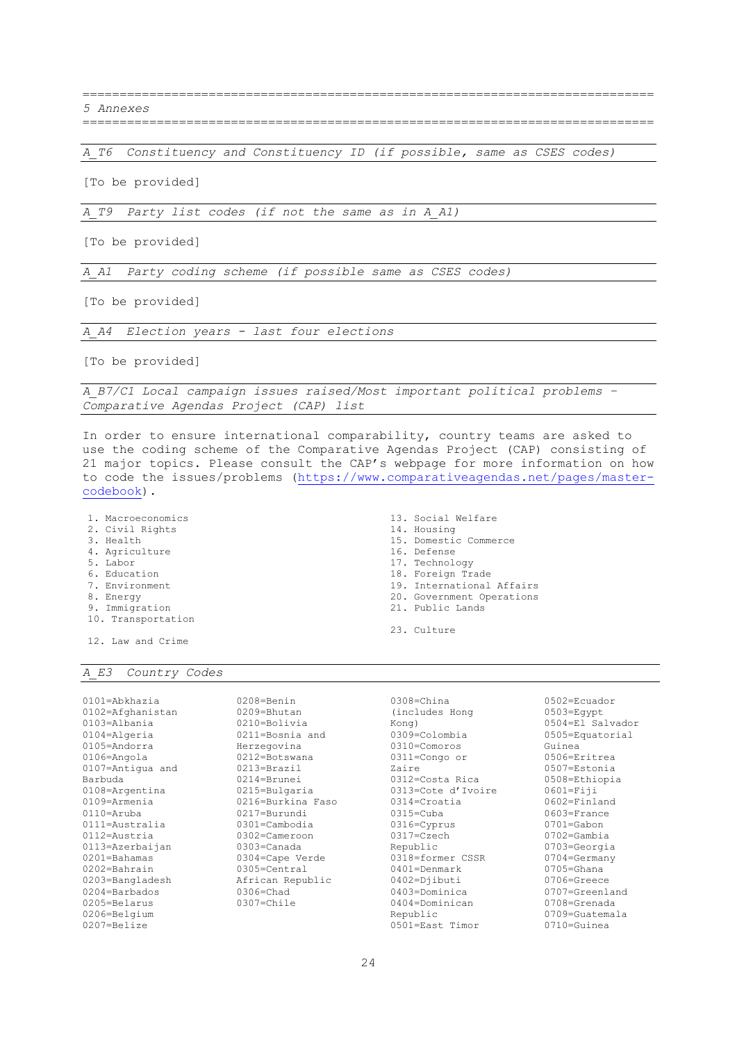# 5 Annexes

## A_T6 Constituency and Constituency ID (if possible, same as CSES codes)

[To be provided]

## A_T9 Party list codes (if not the same as in A_A1)

[To be provided]

## A_A1 Party coding scheme (if possible same as CSES codes)

[To be provided]

## A_A4 Election years - last four elections

[To be provided]

## A_B7/C1 Local campaign issues raised/Most important political problems – Comparative Agendas Project (CAP) list

In order to ensure international comparability, country teams are asked to use the coding scheme of the Comparative Agendas Project (CAP) consisting of 21 major topics. Please consult the CAP's webpage for more information on how to code the issues/problems (https://www.comparativeagendas.net/pages/master-codebook).

1. Macroeconomics
2. Civil Rights
3. Health
4. Agriculture
5. Labor
6. Education
7. Environment
8. Energy
9. Immigration
10. Transportation

12. Law and Crime

13. Social Welfare
14. Housing
15. Domestic Commerce
16. Defense
17. Technology
18. Foreign Trade
19. International Affairs
20. Government Operations
21. Public Lands

23. Culture

## A_E3 Country Codes

0101=Abkhazia
0102=Afghanistan
0103=Albania
0104=Algeria
0105=Andorra
0106=Angola
0107=Antigua and Barbuda
0108=Argentina
0109=Armenia
0110=Aruba
0111=Australia
0112=Austria
0113=Azerbaijan
0201=Bahamas
0202=Bahrain
0203=Bangladesh
0204=Barbados
0205=Belarus
0206=Belgium
0207=Belize
0208=Benin
0209=Bhutan
0210=Bolivia
0211=Bosnia and Herzegovina
0212=Botswana
0213=Brazil
0214=Brunei
0215=Bulgaria
0216=Burkina Faso
0217=Burundi
0301=Cambodia
0302=Cameroon
0303=Canada
0304=Cape Verde
0305=Central African Republic
0306=Chad
0307=Chile
0308=China (includes Hong Kong)
0309=Colombia
0310=Comoros
0311=Congo or Zaire
0312=Costa Rica
0313=Cote d'Ivoire
0314=Croatia
0315=Cuba
0316=Cyprus
0317=Czech Republic
0318=former CSSR
0401=Denmark
0402=Djibuti
0403=Dominica
0404=Dominican Republic
0501=East Timor
0502=Ecuador
0503=Egypt
0504=El Salvador
0505=Equatorial Guinea
0506=Eritrea
0507=Estonia
0508=Ethiopia
0601=Fiji
0602=Finland
0603=France
0701=Gabon
0702=Gambia
0703=Georgia
0704=Germany
0705=Ghana
0706=Greece
0707=Greenland
0708=Grenada
0709=Guatemala
0710=Guinea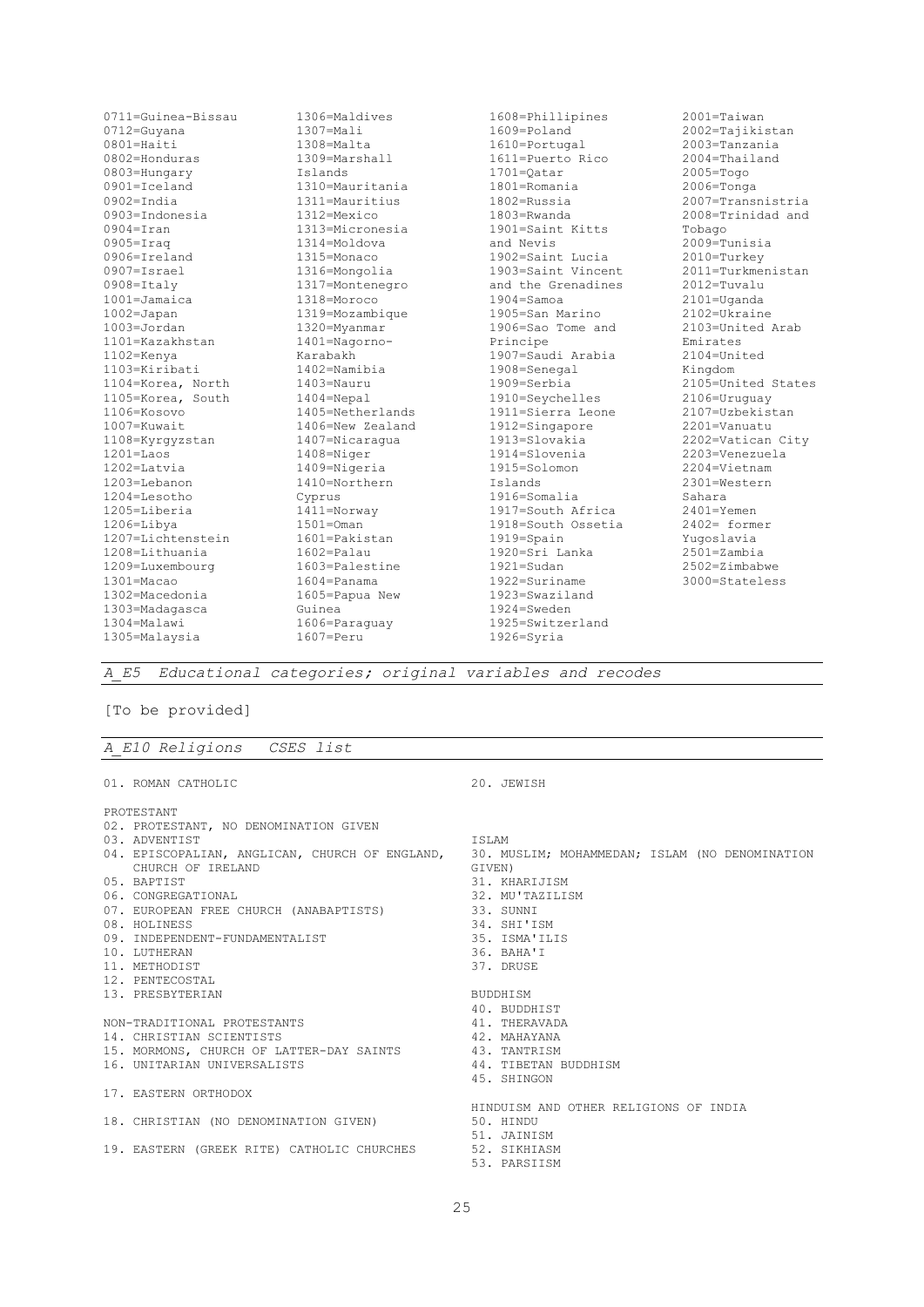0711=Guinea-Bissau
0712=Guyana
0801=Haiti
0802=Honduras
0803=Hungary
0901=Iceland
0902=India
0903=Indonesia
0904=Iran
0905=Iraq
0906=Ireland
0907=Israel
0908=Italy
1001=Jamaica
1002=Japan
1003=Jordan
1101=Kazakhstan
1102=Kenya
1103=Kiribati
1104=Korea, North
1105=Korea, South
1106=Kosovo
1007=Kuwait
1108=Kyrgyzstan
1201=Laos
1202=Latvia
1203=Lebanon
1204=Lesotho
1205=Liberia
1206=Libya
1207=Lichtenstein
1208=Lithuania
1209=Luxembourg
1301=Macao
1302=Macedonia
1303=Madagasca
1304=Malawi
1305=Malaysia
1306=Maldives
1307=Mali
1308=Malta
1309=Marshall Islands
1310=Mauritania
1311=Mauritius
1312=Mexico
1313=Micronesia
1314=Moldova
1315=Monaco
1316=Mongolia
1317=Montenegro
1318=Moroco
1319=Mozambique
1320=Myanmar
1401=Nagorno-Karabakh
1402=Namibia
1403=Nauru
1404=Nepal
1405=Netherlands
1406=New Zealand
1407=Nicaragua
1408=Niger
1409=Nigeria
1410=Northern Cyprus
1411=Norway
1501=Oman
1601=Pakistan
1602=Palau
1603=Palestine
1604=Panama
1605=Papua New Guinea
1606=Paraguay
1607=Peru
1608=Phillipines
1609=Poland
1610=Portugal
1611=Puerto Rico
1701=Qatar
1801=Romania
1802=Russia
1803=Rwanda
1901=Saint Kitts and Nevis
1902=Saint Lucia
1903=Saint Vincent and the Grenadines
1904=Samoa
1905=San Marino
1906=Sao Tome and Principe
1907=Saudi Arabia
1908=Senegal
1909=Serbia
1910=Seychelles
1911=Sierra Leone
1912=Singapore
1913=Slovakia
1914=Slovenia
1915=Solomon Islands
1916=Somalia
1917=South Africa
1918=South Ossetia
1919=Spain
1920=Sri Lanka
1921=Sudan
1922=Suriname
1923=Swaziland
1924=Sweden
1925=Switzerland
1926=Syria
2001=Taiwan
2002=Tajikistan
2003=Tanzania
2004=Thailand
2005=Togo
2006=Tonga
2007=Transnistria
2008=Trinidad and Tobago
2009=Tunisia
2010=Turkey
2011=Turkmenistan
2012=Tuvalu
2101=Uganda
2102=Ukraine
2103=United Arab Emirates
2104=United Kingdom
2105=United States
2106=Uruguay
2107=Uzbekistan
2201=Vanuatu
2202=Vatican City
2203=Venezuela
2204=Vietnam
2301=Western Sahara
2401=Yemen
2402= former Yugoslavia
2501=Zambia
2502=Zimbabwe
3000=Stateless

## *A_E5 Educational categories; original variables and recodes*

[To be provided]

## *A_E10 Religions CSES list*

01. ROMAN CATHOLIC

PROTESTANT
02. PROTESTANT, NO DENOMINATION GIVEN
03. ADVENTIST
04. EPISCOPALIAN, ANGLICAN, CHURCH OF ENGLAND, CHURCH OF IRELAND
05. BAPTIST
06. CONGREGATIONAL
07. EUROPEAN FREE CHURCH (ANABAPTISTS)
08. HOLINESS
09. INDEPENDENT-FUNDAMENTALIST
10. LUTHERAN
11. METHODIST
12. PENTECOSTAL
13. PRESBYTERIAN

NON-TRADITIONAL PROTESTANTS
14. CHRISTIAN SCIENTISTS
15. MORMONS, CHURCH OF LATTER-DAY SAINTS
16. UNITARIAN UNIVERSALISTS

17. EASTERN ORTHODOX

18. CHRISTIAN (NO DENOMINATION GIVEN)

19. EASTERN (GREEK RITE) CATHOLIC CHURCHES

20. JEWISH

ISLAM
30. MUSLIM; MOHAMMEDAN; ISLAM (NO DENOMINATION GIVEN)
31. KHARIJISM
32. MU'TAZILISM
33. SUNNI
34. SHI'ISM
35. ISMA'ILIS
36. BAHA'I
37. DRUSE

BUDDHISM
40. BUDDHIST
41. THERAVADA
42. MAHAYANA
43. TANTRISM
44. TIBETAN BUDDHISM
45. SHINGON

HINDUISM AND OTHER RELIGIONS OF INDIA
50. HINDU
51. JAINISM
52. SIKHIASM
53. PARSIISM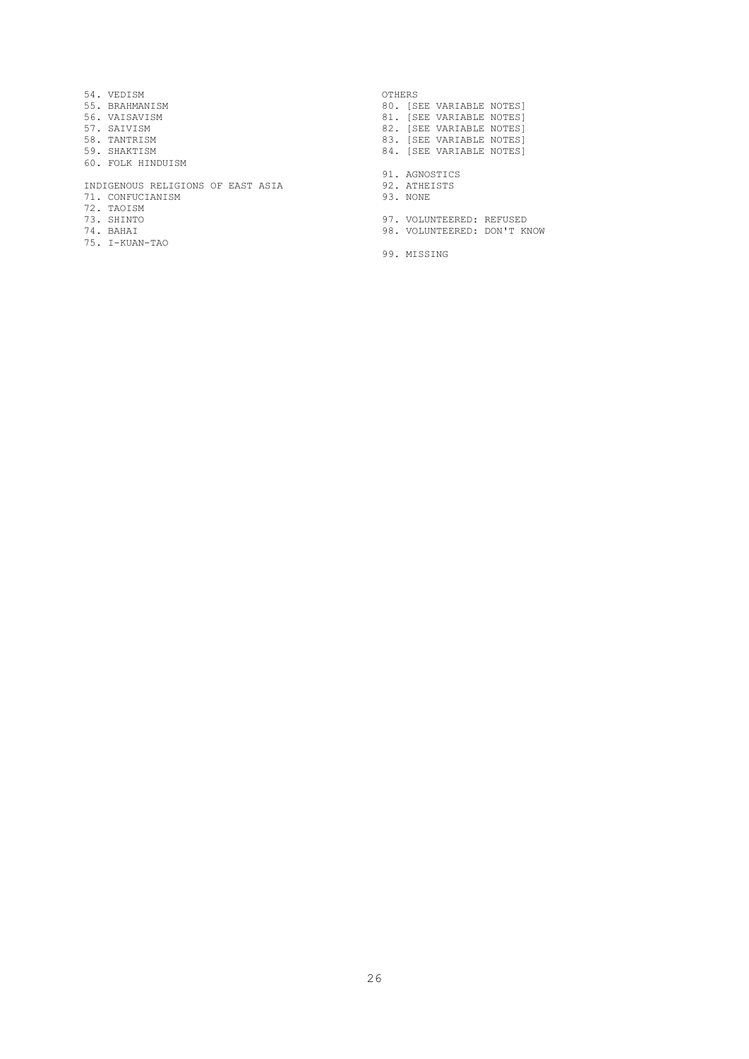54. VEDISM
55. BRAHMANISM
56. VAISAVISM
57. SAIVISM
58. TANTRISM
59. SHAKTISM
60. FOLK HINDUISM

INDIGENOUS RELIGIONS OF EAST ASIA
71. CONFUCIANISM
72. TAOISM
73. SHINTO
74. BAHAI
75. I-KUAN-TAO

OTHERS
80. [SEE VARIABLE NOTES]
81. [SEE VARIABLE NOTES]
82. [SEE VARIABLE NOTES]
83. [SEE VARIABLE NOTES]
84. [SEE VARIABLE NOTES]

91. AGNOSTICS
92. ATHEISTS
93. NONE

97. VOLUNTEERED: REFUSED
98. VOLUNTEERED: DON'T KNOW

99. MISSING